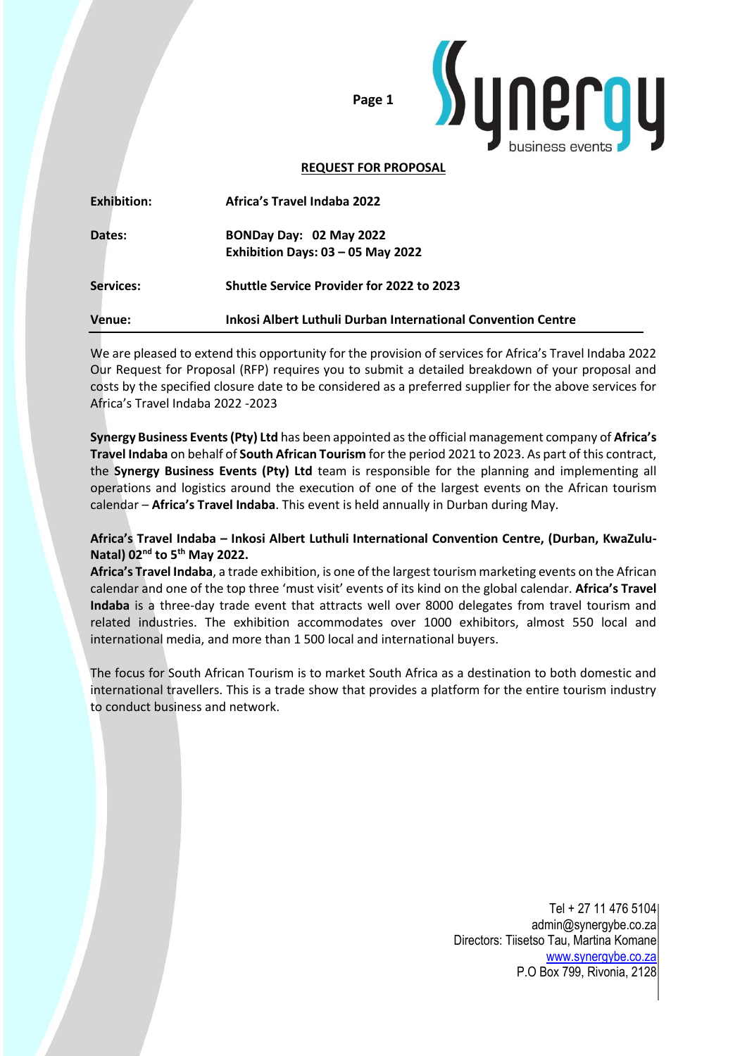## REQUEST FOR PROPOSAL

| | |
|---|---|
| **Exhibition:** | **Africa's Travel Indaba 2022** |
| **Dates:** | **BONDay Day: 02 May 2022**<br>**Exhibition Days: 03 – 05 May 2022** |
| **Services:** | **Shuttle Service Provider for 2022 to 2023** |
| **Venue:** | **Inkosi Albert Luthuli Durban International Convention Centre** |

We are pleased to extend this opportunity for the provision of services for Africa's Travel Indaba 2022 Our Request for Proposal (RFP) requires you to submit a detailed breakdown of your proposal and costs by the specified closure date to be considered as a preferred supplier for the above services for Africa's Travel Indaba 2022 -2023

**Synergy Business Events (Pty) Ltd** has been appointed as the official management company of **Africa's Travel Indaba** on behalf of **South African Tourism** for the period 2021 to 2023. As part of this contract, the **Synergy Business Events (Pty) Ltd** team is responsible for the planning and implementing all operations and logistics around the execution of one of the largest events on the African tourism calendar – **Africa's Travel Indaba**. This event is held annually in Durban during May.

**Africa's Travel Indaba – Inkosi Albert Luthuli International Convention Centre, (Durban, KwaZulu-Natal) 02nd to 5th May 2022.**

**Africa's Travel Indaba**, a trade exhibition, is one of the largest tourism marketing events on the African calendar and one of the top three 'must visit' events of its kind on the global calendar. **Africa's Travel Indaba** is a three-day trade event that attracts well over 8000 delegates from travel tourism and related industries. The exhibition accommodates over 1000 exhibitors, almost 550 local and international media, and more than 1 500 local and international buyers.

The focus for South African Tourism is to market South Africa as a destination to both domestic and international travellers. This is a trade show that provides a platform for the entire tourism industry to conduct business and network.

Tel + 27 11 476 5104
admin@synergybe.co.za
Directors: Tiisetso Tau, Martina Komane
www.synergybe.co.za
P.O Box 799, Rivonia, 2128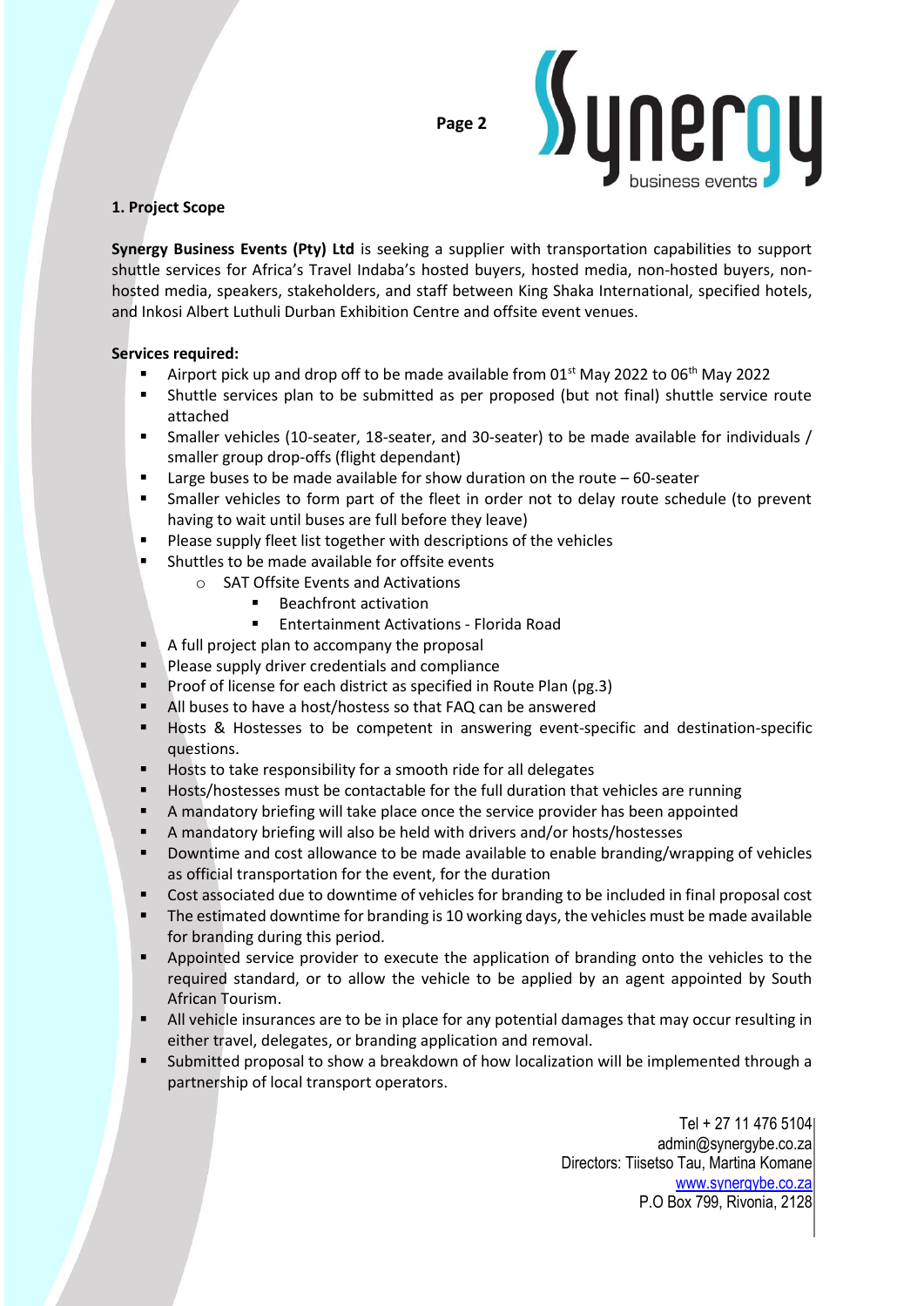## 1. Project Scope

**Synergy Business Events (Pty) Ltd** is seeking a supplier with transportation capabilities to support shuttle services for Africa's Travel Indaba's hosted buyers, hosted media, non-hosted buyers, non-hosted media, speakers, stakeholders, and staff between King Shaka International, specified hotels, and Inkosi Albert Luthuli Durban Exhibition Centre and offsite event venues.

**Services required:**

- Airport pick up and drop off to be made available from 01st May 2022 to 06th May 2022
- Shuttle services plan to be submitted as per proposed (but not final) shuttle service route attached
- Smaller vehicles (10-seater, 18-seater, and 30-seater) to be made available for individuals / smaller group drop-offs (flight dependant)
- Large buses to be made available for show duration on the route – 60-seater
- Smaller vehicles to form part of the fleet in order not to delay route schedule (to prevent having to wait until buses are full before they leave)
- Please supply fleet list together with descriptions of the vehicles
- Shuttles to be made available for offsite events
    - SAT Offsite Events and Activations
        - Beachfront activation
        - Entertainment Activations - Florida Road
- A full project plan to accompany the proposal
- Please supply driver credentials and compliance
- Proof of license for each district as specified in Route Plan (pg.3)
- All buses to have a host/hostess so that FAQ can be answered
- Hosts & Hostesses to be competent in answering event-specific and destination-specific questions.
- Hosts to take responsibility for a smooth ride for all delegates
- Hosts/hostesses must be contactable for the full duration that vehicles are running
- A mandatory briefing will take place once the service provider has been appointed
- A mandatory briefing will also be held with drivers and/or hosts/hostesses
- Downtime and cost allowance to be made available to enable branding/wrapping of vehicles as official transportation for the event, for the duration
- Cost associated due to downtime of vehicles for branding to be included in final proposal cost
- The estimated downtime for branding is 10 working days, the vehicles must be made available for branding during this period.
- Appointed service provider to execute the application of branding onto the vehicles to the required standard, or to allow the vehicle to be applied by an agent appointed by South African Tourism.
- All vehicle insurances are to be in place for any potential damages that may occur resulting in either travel, delegates, or branding application and removal.
- Submitted proposal to show a breakdown of how localization will be implemented through a partnership of local transport operators.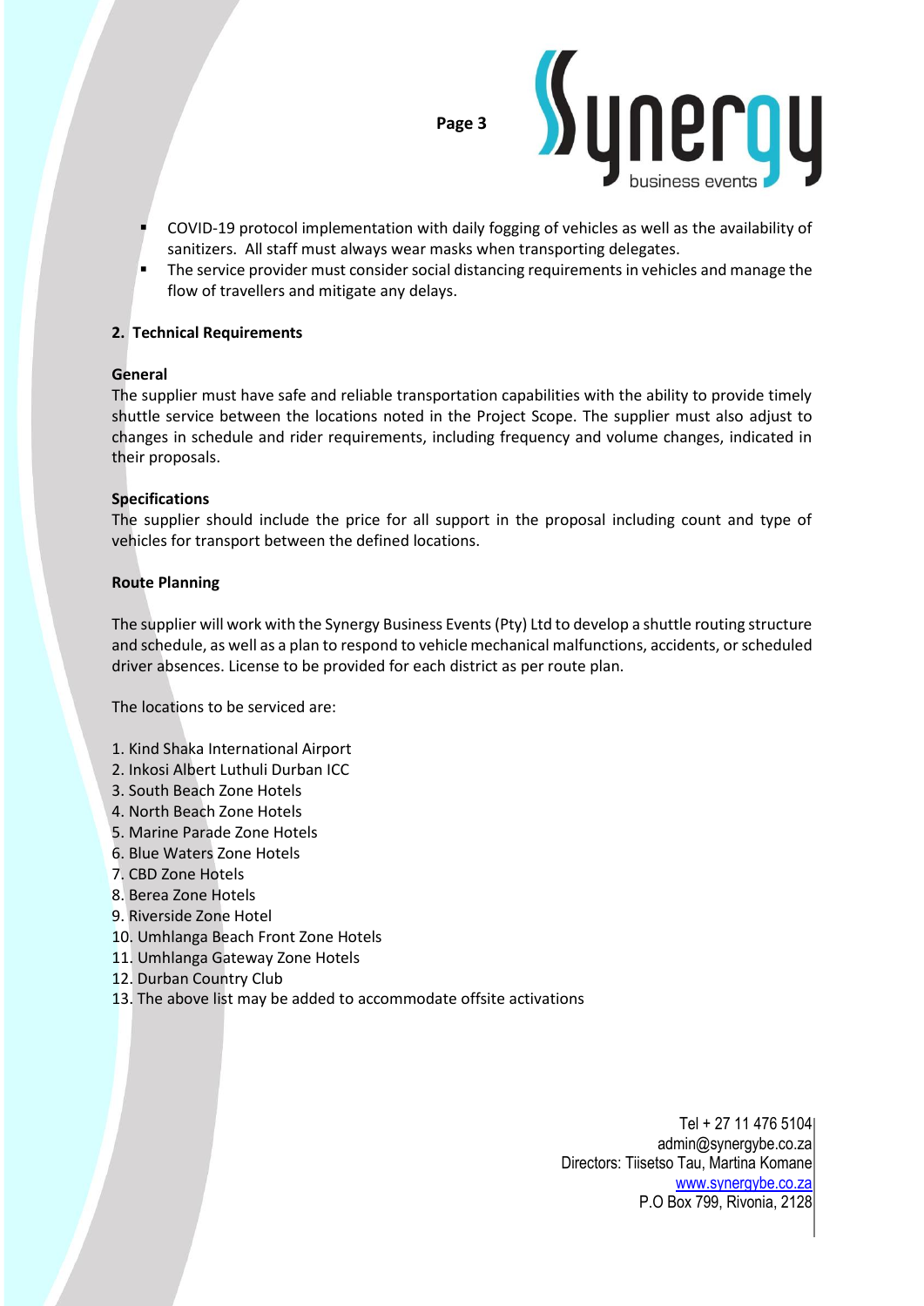- COVID-19 protocol implementation with daily fogging of vehicles as well as the availability of sanitizers. All staff must always wear masks when transporting delegates.
- The service provider must consider social distancing requirements in vehicles and manage the flow of travellers and mitigate any delays.

## 2. Technical Requirements

### General

The supplier must have safe and reliable transportation capabilities with the ability to provide timely shuttle service between the locations noted in the Project Scope. The supplier must also adjust to changes in schedule and rider requirements, including frequency and volume changes, indicated in their proposals.

### Specifications

The supplier should include the price for all support in the proposal including count and type of vehicles for transport between the defined locations.

### Route Planning

The supplier will work with the Synergy Business Events (Pty) Ltd to develop a shuttle routing structure and schedule, as well as a plan to respond to vehicle mechanical malfunctions, accidents, or scheduled driver absences. License to be provided for each district as per route plan.

The locations to be serviced are:

1. Kind Shaka International Airport
2. Inkosi Albert Luthuli Durban ICC
3. South Beach Zone Hotels
4. North Beach Zone Hotels
5. Marine Parade Zone Hotels
6. Blue Waters Zone Hotels
7. CBD Zone Hotels
8. Berea Zone Hotels
9. Riverside Zone Hotel
10. Umhlanga Beach Front Zone Hotels
11. Umhlanga Gateway Zone Hotels
12. Durban Country Club
13. The above list may be added to accommodate offsite activations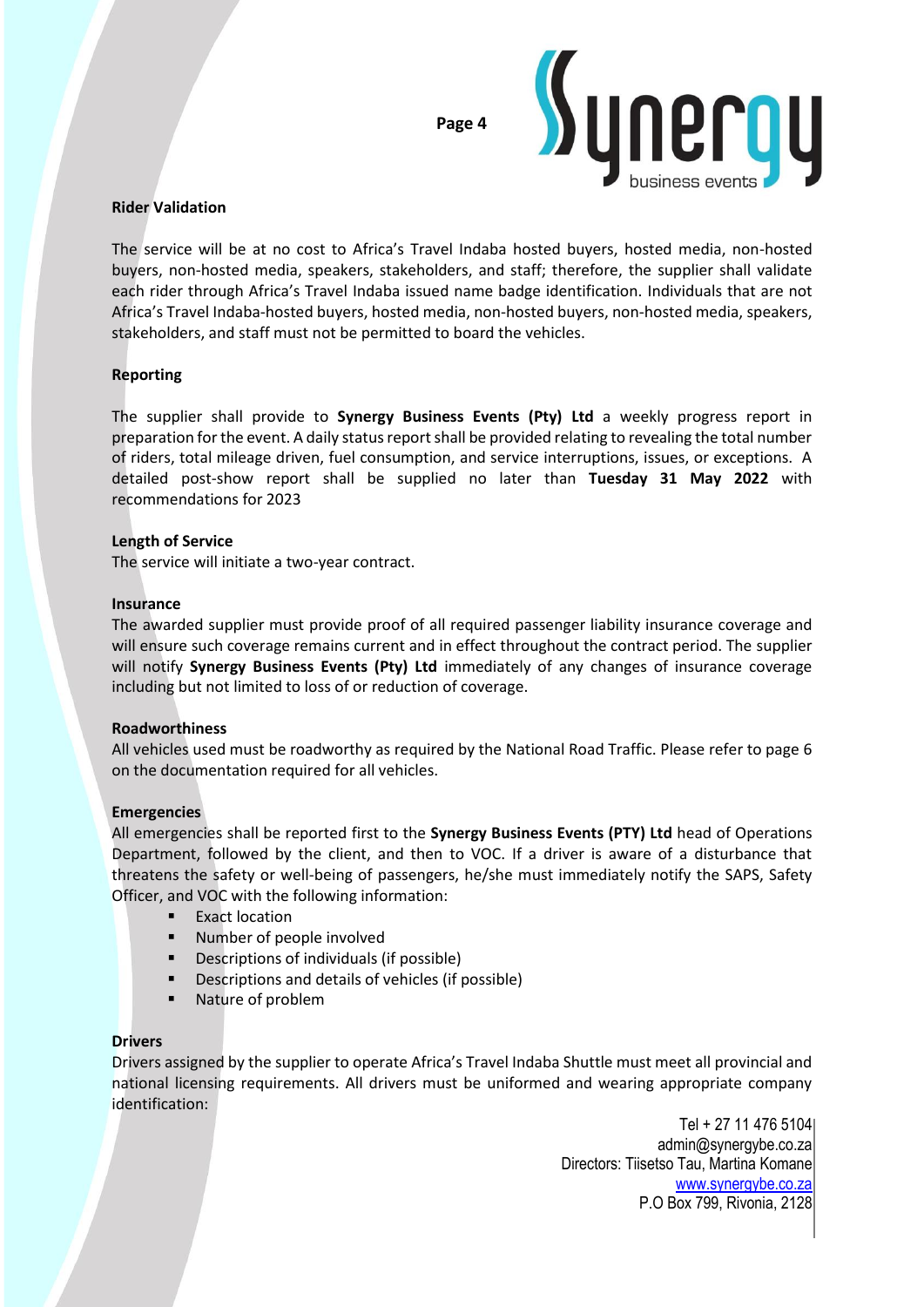## Rider Validation

The service will be at no cost to Africa's Travel Indaba hosted buyers, hosted media, non-hosted buyers, non-hosted media, speakers, stakeholders, and staff; therefore, the supplier shall validate each rider through Africa's Travel Indaba issued name badge identification. Individuals that are not Africa's Travel Indaba-hosted buyers, hosted media, non-hosted buyers, non-hosted media, speakers, stakeholders, and staff must not be permitted to board the vehicles.

## Reporting

The supplier shall provide to **Synergy Business Events (Pty) Ltd** a weekly progress report in preparation for the event. A daily status report shall be provided relating to revealing the total number of riders, total mileage driven, fuel consumption, and service interruptions, issues, or exceptions. A detailed post-show report shall be supplied no later than **Tuesday 31 May 2022** with recommendations for 2023

## Length of Service

The service will initiate a two-year contract.

## Insurance

The awarded supplier must provide proof of all required passenger liability insurance coverage and will ensure such coverage remains current and in effect throughout the contract period. The supplier will notify **Synergy Business Events (Pty) Ltd** immediately of any changes of insurance coverage including but not limited to loss of or reduction of coverage.

## Roadworthiness

All vehicles used must be roadworthy as required by the National Road Traffic. Please refer to page 6 on the documentation required for all vehicles.

## Emergencies

All emergencies shall be reported first to the **Synergy Business Events (PTY) Ltd** head of Operations Department, followed by the client, and then to VOC. If a driver is aware of a disturbance that threatens the safety or well-being of passengers, he/she must immediately notify the SAPS, Safety Officer, and VOC with the following information:

- Exact location
- Number of people involved
- Descriptions of individuals (if possible)
- Descriptions and details of vehicles (if possible)
- Nature of problem

## Drivers

Drivers assigned by the supplier to operate Africa's Travel Indaba Shuttle must meet all provincial and national licensing requirements. All drivers must be uniformed and wearing appropriate company identification: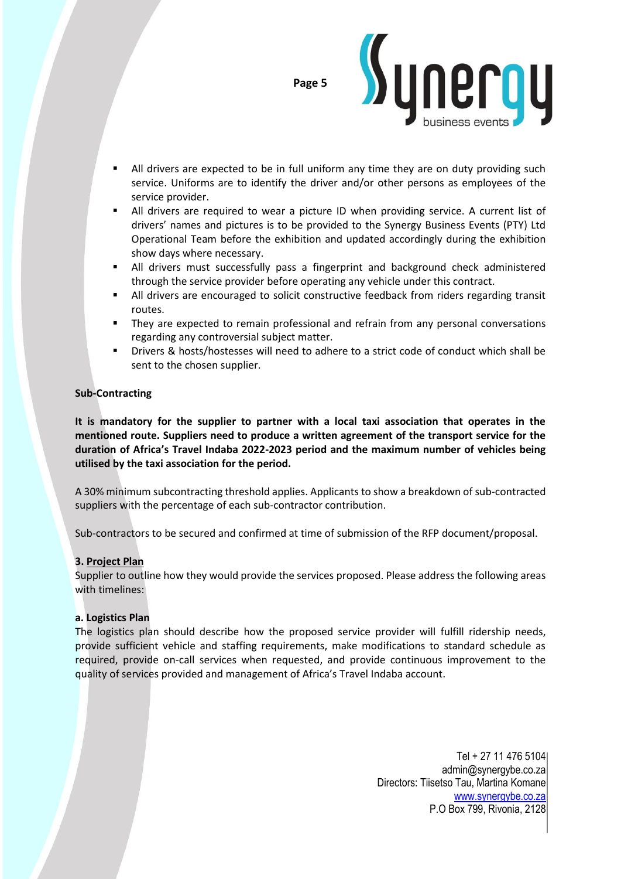- All drivers are expected to be in full uniform any time they are on duty providing such service. Uniforms are to identify the driver and/or other persons as employees of the service provider.
- All drivers are required to wear a picture ID when providing service. A current list of drivers' names and pictures is to be provided to the Synergy Business Events (PTY) Ltd Operational Team before the exhibition and updated accordingly during the exhibition show days where necessary.
- All drivers must successfully pass a fingerprint and background check administered through the service provider before operating any vehicle under this contract.
- All drivers are encouraged to solicit constructive feedback from riders regarding transit routes.
- They are expected to remain professional and refrain from any personal conversations regarding any controversial subject matter.
- Drivers & hosts/hostesses will need to adhere to a strict code of conduct which shall be sent to the chosen supplier.

**Sub-Contracting**

**It is mandatory for the supplier to partner with a local taxi association that operates in the mentioned route. Suppliers need to produce a written agreement of the transport service for the duration of Africa's Travel Indaba 2022-2023 period and the maximum number of vehicles being utilised by the taxi association for the period.**

A 30% minimum subcontracting threshold applies. Applicants to show a breakdown of sub-contracted suppliers with the percentage of each sub-contractor contribution.

Sub-contractors to be secured and confirmed at time of submission of the RFP document/proposal.

## 3. <u>Project Plan</u>

Supplier to outline how they would provide the services proposed. Please address the following areas with timelines:

### a. Logistics Plan

The logistics plan should describe how the proposed service provider will fulfill ridership needs, provide sufficient vehicle and staffing requirements, make modifications to standard schedule as required, provide on-call services when requested, and provide continuous improvement to the quality of services provided and management of Africa's Travel Indaba account.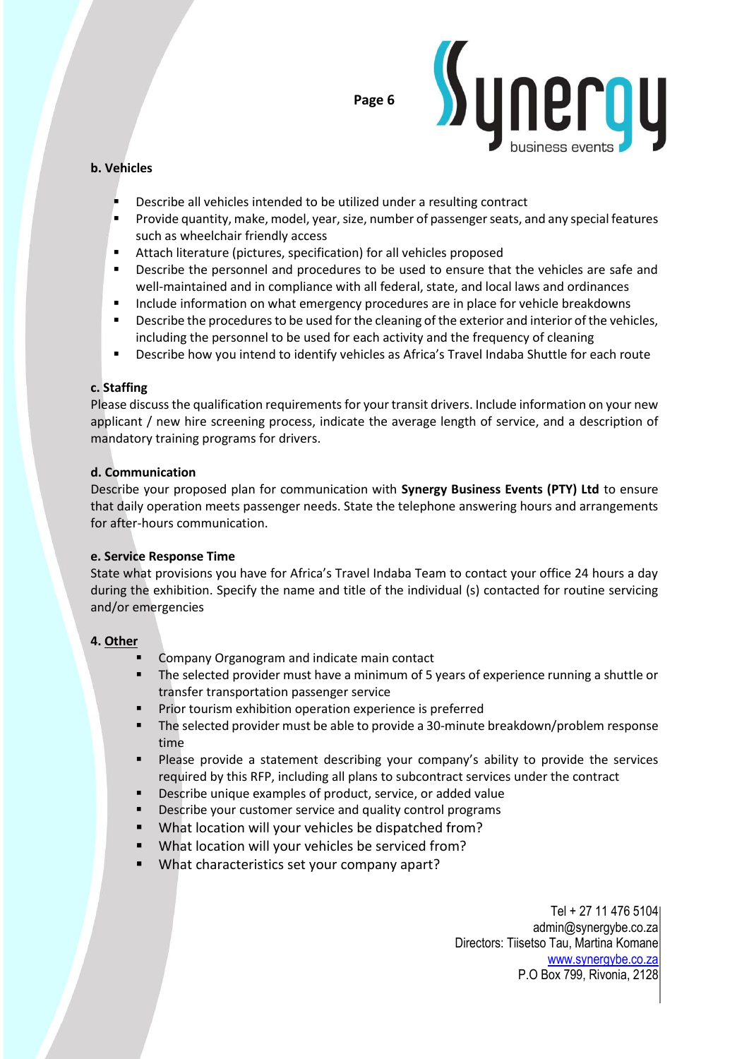**b. Vehicles**

- Describe all vehicles intended to be utilized under a resulting contract
- Provide quantity, make, model, year, size, number of passenger seats, and any special features such as wheelchair friendly access
- Attach literature (pictures, specification) for all vehicles proposed
- Describe the personnel and procedures to be used to ensure that the vehicles are safe and well-maintained and in compliance with all federal, state, and local laws and ordinances
- Include information on what emergency procedures are in place for vehicle breakdowns
- Describe the procedures to be used for the cleaning of the exterior and interior of the vehicles, including the personnel to be used for each activity and the frequency of cleaning
- Describe how you intend to identify vehicles as Africa's Travel Indaba Shuttle for each route

**c. Staffing**

Please discuss the qualification requirements for your transit drivers. Include information on your new applicant / new hire screening process, indicate the average length of service, and a description of mandatory training programs for drivers.

**d. Communication**

Describe your proposed plan for communication with **Synergy Business Events (PTY) Ltd** to ensure that daily operation meets passenger needs. State the telephone answering hours and arrangements for after-hours communication.

**e. Service Response Time**

State what provisions you have for Africa's Travel Indaba Team to contact your office 24 hours a day during the exhibition. Specify the name and title of the individual (s) contacted for routine servicing and/or emergencies

**4. Other**

- Company Organogram and indicate main contact
- The selected provider must have a minimum of 5 years of experience running a shuttle or transfer transportation passenger service
- Prior tourism exhibition operation experience is preferred
- The selected provider must be able to provide a 30-minute breakdown/problem response time
- Please provide a statement describing your company's ability to provide the services required by this RFP, including all plans to subcontract services under the contract
- Describe unique examples of product, service, or added value
- Describe your customer service and quality control programs
- What location will your vehicles be dispatched from?
- What location will your vehicles be serviced from?
- What characteristics set your company apart?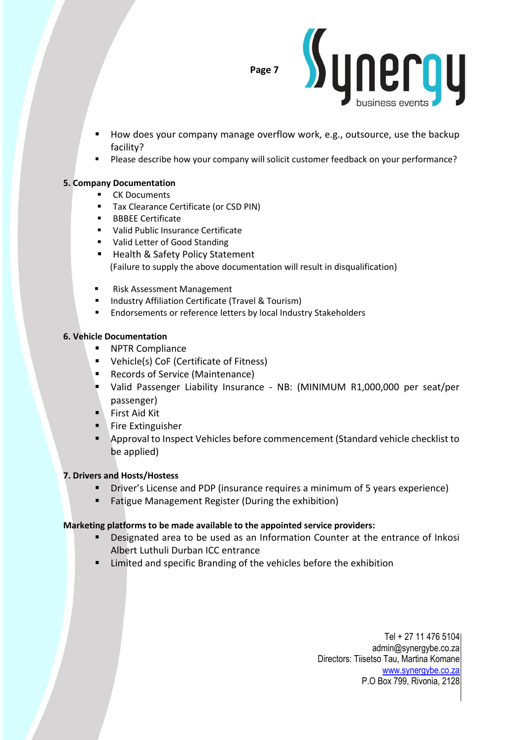- How does your company manage overflow work, e.g., outsource, use the backup facility?
- Please describe how your company will solicit customer feedback on your performance?

**5. Company Documentation**

- CK Documents
- Tax Clearance Certificate (or CSD PIN)
- BBBEE Certificate
- Valid Public Insurance Certificate
- Valid Letter of Good Standing
- Health & Safety Policy Statement

(Failure to supply the above documentation will result in disqualification)

- Risk Assessment Management
- Industry Affiliation Certificate (Travel & Tourism)
- Endorsements or reference letters by local Industry Stakeholders

**6. Vehicle Documentation**

- NPTR Compliance
- Vehicle(s) CoF (Certificate of Fitness)
- Records of Service (Maintenance)
- Valid Passenger Liability Insurance - NB: (MINIMUM R1,000,000 per seat/per passenger)
- First Aid Kit
- Fire Extinguisher
- Approval to Inspect Vehicles before commencement (Standard vehicle checklist to be applied)

**7. Drivers and Hosts/Hostess**

- Driver's License and PDP (insurance requires a minimum of 5 years experience)
- Fatigue Management Register (During the exhibition)

**Marketing platforms to be made available to the appointed service providers:**

- Designated area to be used as an Information Counter at the entrance of Inkosi Albert Luthuli Durban ICC entrance
- Limited and specific Branding of the vehicles before the exhibition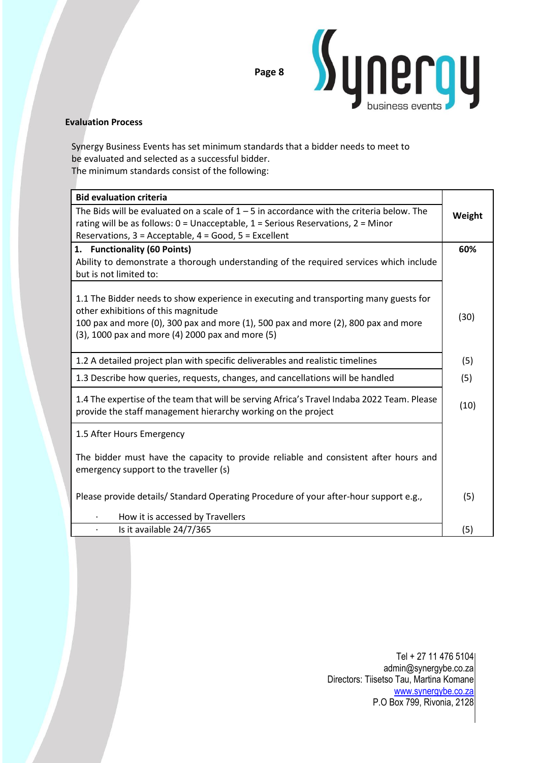**Evaluation Process**

Synergy Business Events has set minimum standards that a bidder needs to meet to be evaluated and selected as a successful bidder.
The minimum standards consist of the following:

| Bid evaluation criteria | |
|---|---|
| The Bids will be evaluated on a scale of 1 – 5 in accordance with the criteria below. The rating will be as follows: 0 = Unacceptable, 1 = Serious Reservations, 2 = Minor Reservations, 3 = Acceptable, 4 = Good, 5 = Excellent | **Weight** |
| **1. Functionality (60 Points)**<br>Ability to demonstrate a thorough understanding of the required services which include but is not limited to: | **60%** |
| 1.1 The Bidder needs to show experience in executing and transporting many guests for other exhibitions of this magnitude<br>100 pax and more (0), 300 pax and more (1), 500 pax and more (2), 800 pax and more (3), 1000 pax and more (4) 2000 pax and more (5) | (30) |
| 1.2 A detailed project plan with specific deliverables and realistic timelines | (5) |
| 1.3 Describe how queries, requests, changes, and cancellations will be handled | (5) |
| 1.4 The expertise of the team that will be serving Africa's Travel Indaba 2022 Team. Please provide the staff management hierarchy working on the project | (10) |
| 1.5 After Hours Emergency<br><br>The bidder must have the capacity to provide reliable and consistent after hours and emergency support to the traveller (s)<br><br>Please provide details/ Standard Operating Procedure of your after-hour support e.g.,<br>· How it is accessed by Travellers | (5) |
| · Is it available 24/7/365 | (5) |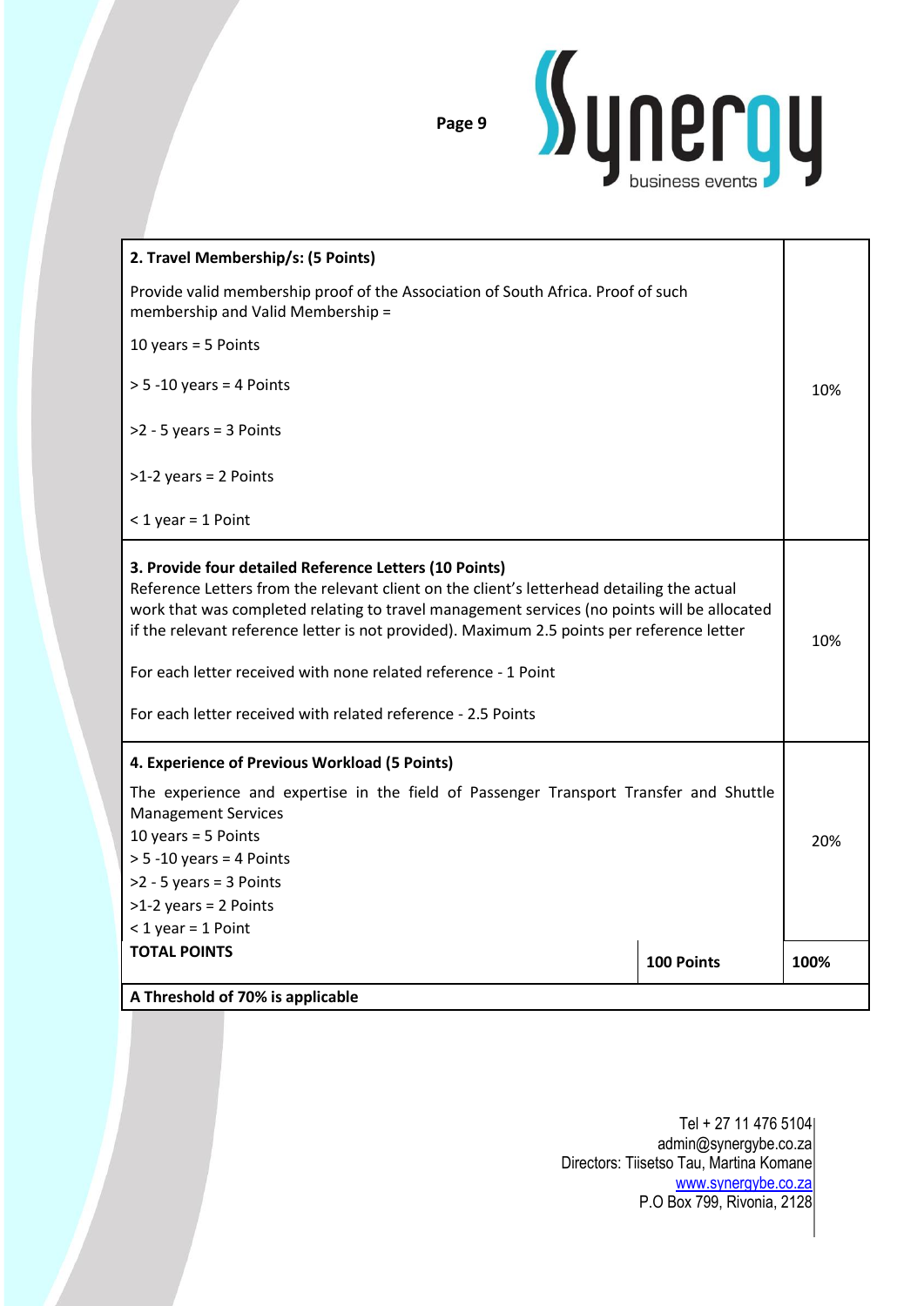| | |
|---|---|
| **2. Travel Membership/s: (5 Points)**<br><br>Provide valid membership proof of the Association of South Africa. Proof of such membership and Valid Membership =<br><br>10 years = 5 Points<br><br>> 5 -10 years = 4 Points<br><br>>2 - 5 years = 3 Points<br><br>>1-2 years = 2 Points<br><br>< 1 year = 1 Point | 10% |
| **3. Provide four detailed Reference Letters (10 Points)**<br>Reference Letters from the relevant client on the client's letterhead detailing the actual work that was completed relating to travel management services (no points will be allocated if the relevant reference letter is not provided). Maximum 2.5 points per reference letter<br><br>For each letter received with none related reference - 1 Point<br><br>For each letter received with related reference - 2.5 Points | 10% |
| **4. Experience of Previous Workload (5 Points)**<br><br>The experience and expertise in the field of Passenger Transport Transfer and Shuttle Management Services<br>10 years = 5 Points<br>> 5 -10 years = 4 Points<br>>2 - 5 years = 3 Points<br>>1-2 years = 2 Points<br>< 1 year = 1 Point | 20% |
| **TOTAL POINTS** &nbsp;&nbsp;&nbsp;&nbsp; **100 Points** | **100%** |
| **A Threshold of 70% is applicable** | |

Tel + 27 11 476 5104
admin@synergybe.co.za
Directors: Tiisetso Tau, Martina Komane
www.synergybe.co.za
P.O Box 799, Rivonia, 2128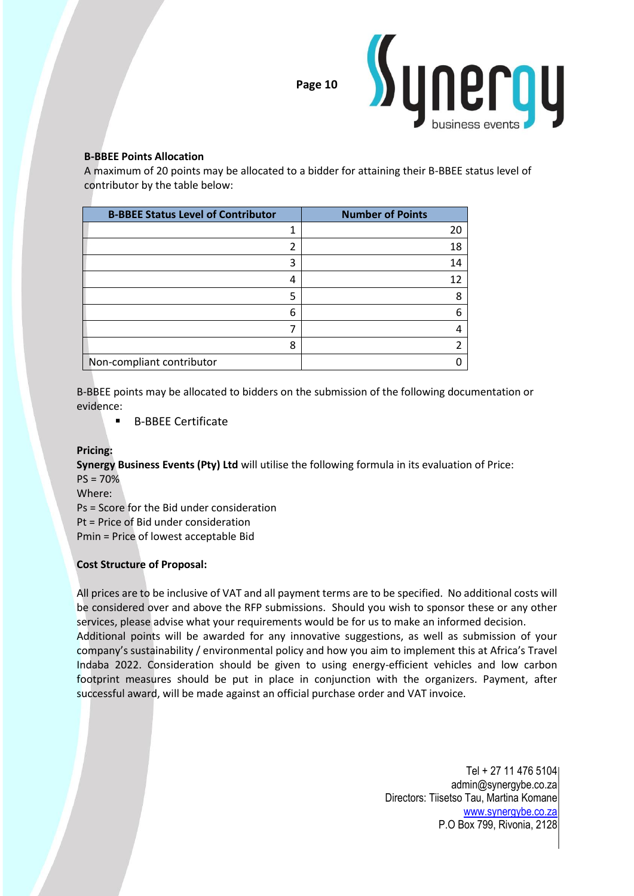**B-BBEE Points Allocation**

A maximum of 20 points may be allocated to a bidder for attaining their B-BBEE status level of contributor by the table below:

| B-BBEE Status Level of Contributor | Number of Points |
|---:|---:|
| 1 | 20 |
| 2 | 18 |
| 3 | 14 |
| 4 | 12 |
| 5 | 8 |
| 6 | 6 |
| 7 | 4 |
| 8 | 2 |
| Non-compliant contributor | 0 |

B-BBEE points may be allocated to bidders on the submission of the following documentation or evidence:

- B-BBEE Certificate

**Pricing:**

**Synergy Business Events (Pty) Ltd** will utilise the following formula in its evaluation of Price:

PS = 70%

Where:

Ps = Score for the Bid under consideration

Pt = Price of Bid under consideration

Pmin = Price of lowest acceptable Bid

**Cost Structure of Proposal:**

All prices are to be inclusive of VAT and all payment terms are to be specified. No additional costs will be considered over and above the RFP submissions. Should you wish to sponsor these or any other services, please advise what your requirements would be for us to make an informed decision.

Additional points will be awarded for any innovative suggestions, as well as submission of your company's sustainability / environmental policy and how you aim to implement this at Africa's Travel Indaba 2022. Consideration should be given to using energy-efficient vehicles and low carbon footprint measures should be put in place in conjunction with the organizers. Payment, after successful award, will be made against an official purchase order and VAT invoice.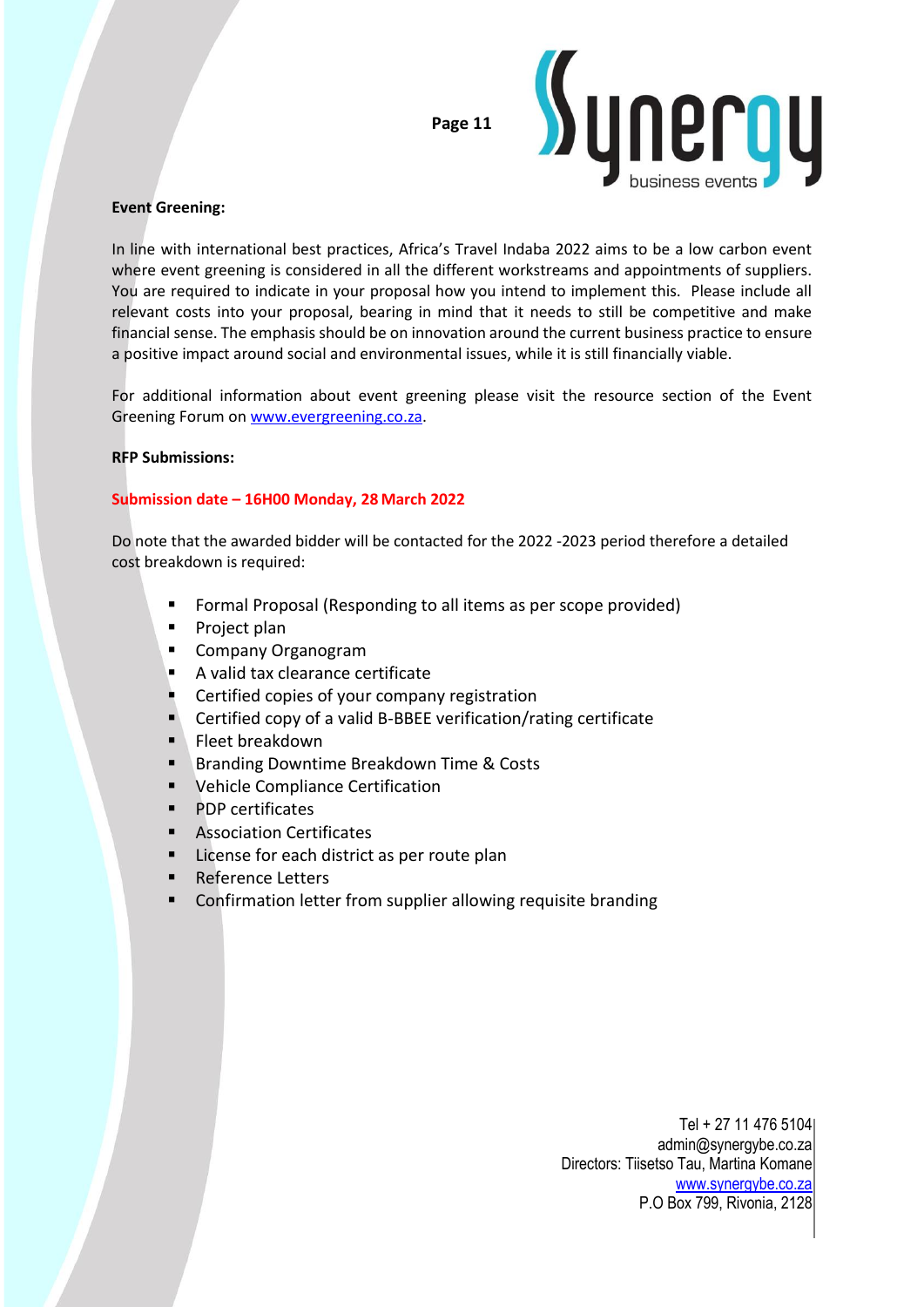**Event Greening:**

In line with international best practices, Africa's Travel Indaba 2022 aims to be a low carbon event where event greening is considered in all the different workstreams and appointments of suppliers. You are required to indicate in your proposal how you intend to implement this. Please include all relevant costs into your proposal, bearing in mind that it needs to still be competitive and make financial sense. The emphasis should be on innovation around the current business practice to ensure a positive impact around social and environmental issues, while it is still financially viable.

For additional information about event greening please visit the resource section of the Event Greening Forum on www.evergreening.co.za.

**RFP Submissions:**

**Submission date – 16H00 Monday, 28 March 2022**

Do note that the awarded bidder will be contacted for the 2022 -2023 period therefore a detailed cost breakdown is required:

- Formal Proposal (Responding to all items as per scope provided)
- Project plan
- Company Organogram
- A valid tax clearance certificate
- Certified copies of your company registration
- Certified copy of a valid B-BBEE verification/rating certificate
- Fleet breakdown
- Branding Downtime Breakdown Time & Costs
- Vehicle Compliance Certification
- PDP certificates
- Association Certificates
- License for each district as per route plan
- Reference Letters
- Confirmation letter from supplier allowing requisite branding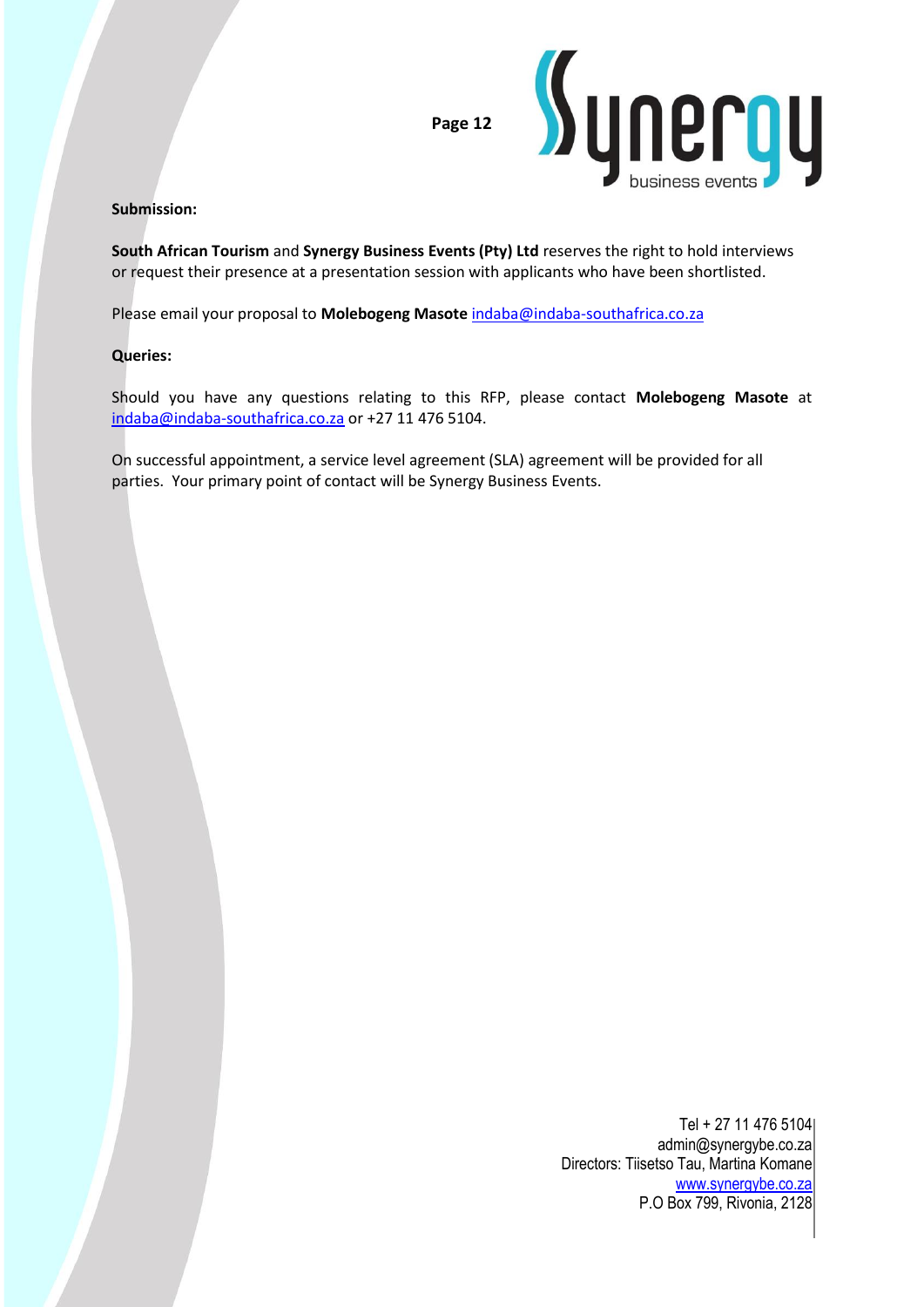**Submission:**

**South African Tourism** and **Synergy Business Events (Pty) Ltd** reserves the right to hold interviews or request their presence at a presentation session with applicants who have been shortlisted.

Please email your proposal to **Molebogeng Masote** indaba@indaba-southafrica.co.za

**Queries:**

Should you have any questions relating to this RFP, please contact **Molebogeng Masote** at indaba@indaba-southafrica.co.za or +27 11 476 5104.

On successful appointment, a service level agreement (SLA) agreement will be provided for all parties. Your primary point of contact will be Synergy Business Events.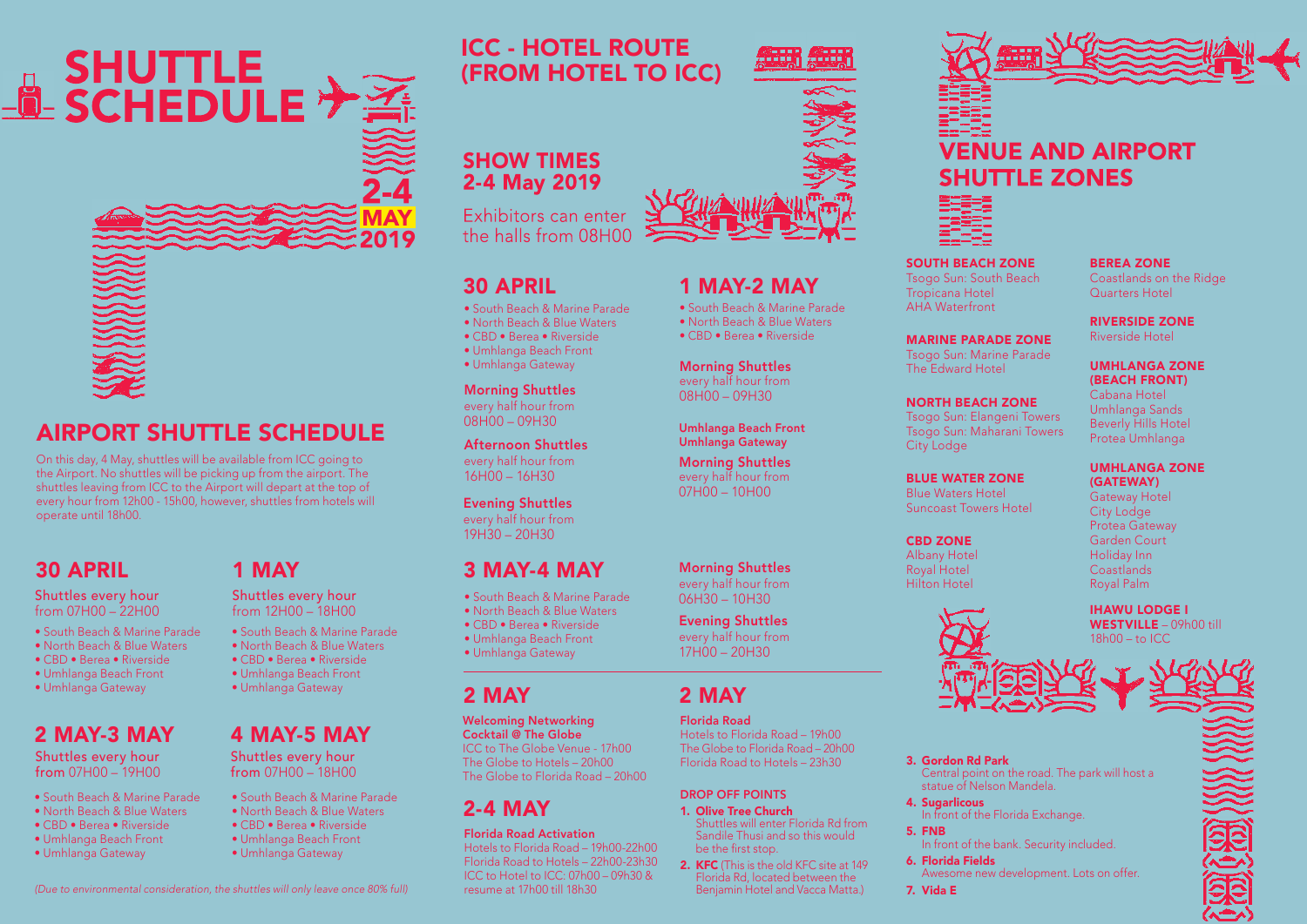# SHUTTLE SCHEDULE

2-4 MAY 2019

## AIRPORT SHUTTLE SCHEDULE

On this day, 4 May, shuttles will be available from ICC going to the Airport. No shuttles will be picking up from the airport. The shuttles leaving from ICC to the Airport will depart at the top of every hour from 12h00 - 15h00, however, shuttles from hotels will operate until 18h00.

### 30 APRIL

Shuttles every hour
from 07H00 – 22H00

- South Beach & Marine Parade
- North Beach & Blue Waters
- CBD • Berea • Riverside
- Umhlanga Beach Front
- Umhlanga Gateway

### 1 MAY

Shuttles every hour
from 12H00 – 18H00

- South Beach & Marine Parade
- North Beach & Blue Waters
- CBD • Berea • Riverside
- Umhlanga Beach Front
- Umhlanga Gateway

### 2 MAY-3 MAY

Shuttles every hour
from 07H00 – 19H00

- South Beach & Marine Parade
- North Beach & Blue Waters
- CBD • Berea • Riverside
- Umhlanga Beach Front
- Umhlanga Gateway

### 4 MAY-5 MAY

Shuttles every hour
from 07H00 – 18H00

- South Beach & Marine Parade
- North Beach & Blue Waters
- CBD • Berea • Riverside
- Umhlanga Beach Front
- Umhlanga Gateway

*(Due to environmental consideration, the shuttles will only leave once 80% full)*

## ICC - HOTEL ROUTE (FROM HOTEL TO ICC)

### SHOW TIMES 2-4 May 2019

Exhibitors can enter the halls from 08H00

### 30 APRIL

- South Beach & Marine Parade
- North Beach & Blue Waters
- CBD • Berea • Riverside
- Umhlanga Beach Front
- Umhlanga Gateway

**Morning Shuttles**
every half hour from
08H00 – 09H30

**Afternoon Shuttles**
every half hour from
16H00 – 16H30

**Evening Shuttles**
every half hour from
19H30 – 20H30

### 1 MAY-2 MAY

- South Beach & Marine Parade
- North Beach & Blue Waters
- CBD • Berea • Riverside

**Morning Shuttles**
every half hour from
08H00 – 09H30

**Umhlanga Beach Front**
**Umhlanga Gateway**

**Morning Shuttles**
every half hour from
07H00 – 10H00

### 3 MAY-4 MAY

- South Beach & Marine Parade
- North Beach & Blue Waters
- CBD • Berea • Riverside
- Umhlanga Beach Front
- Umhlanga Gateway

**Morning Shuttles**
every half hour from
06H30 – 10H30

**Evening Shuttles**
every half hour from
17H00 – 20H30

### 2 MAY

**Welcoming Networking Cocktail @ The Globe**
ICC to The Globe Venue - 17h00
The Globe to Hotels – 20h00
The Globe to Florida Road – 20h00

### 2-4 MAY

**Florida Road Activation**
Hotels to Florida Road – 19h00-22h00
Florida Road to Hotels – 22h00-23h30
ICC to Hotel to ICC: 07h00 – 09h30 & resume at 17h00 till 18h30

### 2 MAY

**Florida Road**
Hotels to Florida Road – 19h00
The Globe to Florida Road – 20h00
Florida Road to Hotels – 23h30

**DROP OFF POINTS**

1. **Olive Tree Church**
   Shuttles will enter Florida Rd from Sandile Thusi and so this would be the first stop.
2. **KFC** (This is the old KFC site at 149 Florida Rd, located between the Benjamin Hotel and Vacca Matta.)
3. **Gordon Rd Park**
   Central point on the road. The park will host a statue of Nelson Mandela.
4. **Sugarlicous**
   In front of the Florida Exchange.
5. **FNB**
   In front of the bank. Security included.
6. **Florida Fields**
   Awesome new development. Lots on offer.
7. **Vida E**

## VENUE AND AIRPORT SHUTTLE ZONES

**SOUTH BEACH ZONE**
Tsogo Sun: South Beach
Tropicana Hotel
AHA Waterfront

**MARINE PARADE ZONE**
Tsogo Sun: Marine Parade
The Edward Hotel

**NORTH BEACH ZONE**
Tsogo Sun: Elangeni Towers
Tsogo Sun: Maharani Towers
City Lodge

**BLUE WATER ZONE**
Blue Waters Hotel
Suncoast Towers Hotel

**CBD ZONE**
Albany Hotel
Royal Hotel
Hilton Hotel

**BEREA ZONE**
Coastlands on the Ridge
Quarters Hotel

**RIVERSIDE ZONE**
Riverside Hotel

**UMHLANGA ZONE (BEACH FRONT)**
Cabana Hotel
Umhlanga Sands
Beverly Hills Hotel
Protea Umhlanga

**UMHLANGA ZONE (GATEWAY)**
Gateway Hotel
City Lodge
Protea Gateway
Garden Court
Holiday Inn
Coastlands
Royal Palm

**IHAWU LODGE I WESTVILLE** – 09h00 till 18h00 – to ICC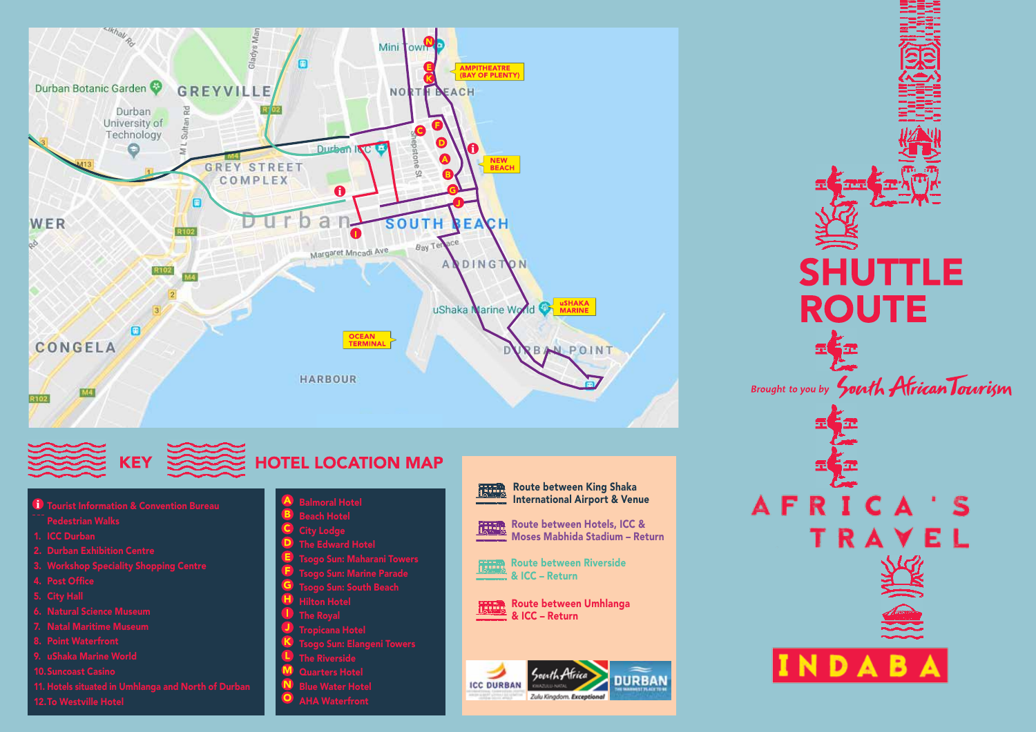# SHUTTLE ROUTE

Brought to you by South African Tourism

AFRICA'S TRAVEL INDABA

## KEY

## HOTEL LOCATION MAP

- Tourist Information & Convention Bureau
- Pedestrian Walks

1. ICC Durban
2. Durban Exhibition Centre
3. Workshop Speciality Shopping Centre
4. Post Office
5. City Hall
6. Natural Science Museum
7. Natal Maritime Museum
8. Point Waterfront
9. uShaka Marine World
10. Suncoast Casino
11. Hotels situated in Umhlanga and North of Durban
12. To Westville Hotel

- A Balmoral Hotel
- B Beach Hotel
- C City Lodge
- D The Edward Hotel
- E Tsogo Sun: Maharani Towers
- F Tsogo Sun: Marine Parade
- G Tsogo Sun: South Beach
- H Hilton Hotel
- I The Royal
- J Tropicana Hotel
- K Tsogo Sun: Elangeni Towers
- L The Riverside
- M Quarters Hotel
- N Blue Water Hotel
- O AHA Waterfront

- Route between King Shaka International Airport & Venue
- Route between Hotels, ICC & Moses Mabhida Stadium – Return
- Route between Riverside & ICC – Return
- Route between Umhlanga & ICC – Return

ICC DURBAN | South Africa KwaZulu-Natal Zulu Kingdom. Exceptional | DURBAN THE WARMEST PLACE TO BE